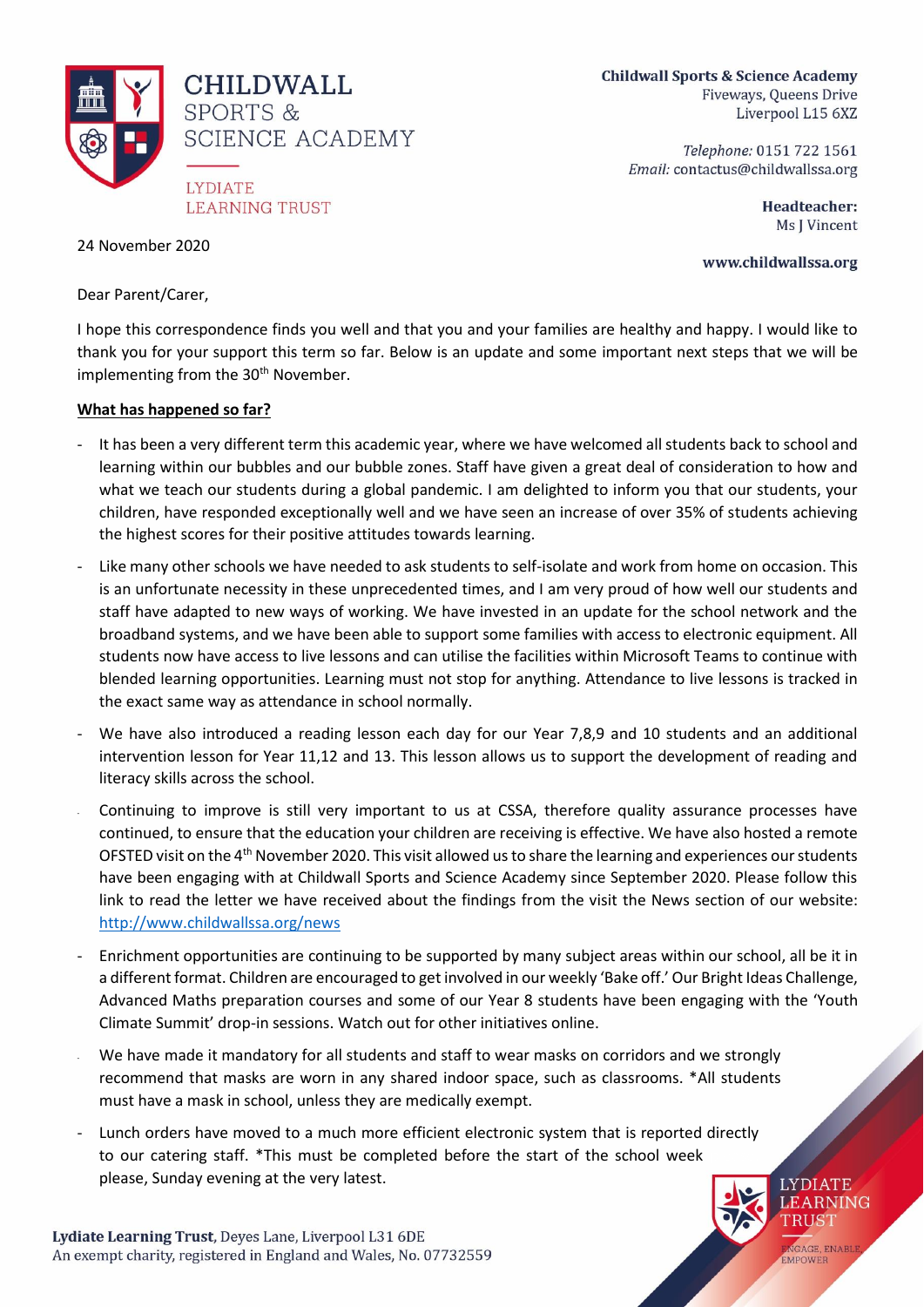CHILDWALL SPORTS & SCIENCE ACADEMY

LYDIATE LEARNING TRUST

**Childwall Sports & Science Academy**
Fiveways, Queens Drive
Liverpool L15 6XZ

*Telephone:* 0151 722 1561
*Email:* contactus@childwallssa.org

**Headteacher:**
Ms J Vincent

**www.childwallssa.org**

24 November 2020

Dear Parent/Carer,

I hope this correspondence finds you well and that you and your families are healthy and happy. I would like to thank you for your support this term so far. Below is an update and some important next steps that we will be implementing from the 30th November.

**What has happened so far?**

- It has been a very different term this academic year, where we have welcomed all students back to school and learning within our bubbles and our bubble zones. Staff have given a great deal of consideration to how and what we teach our students during a global pandemic. I am delighted to inform you that our students, your children, have responded exceptionally well and we have seen an increase of over 35% of students achieving the highest scores for their positive attitudes towards learning.
- Like many other schools we have needed to ask students to self-isolate and work from home on occasion. This is an unfortunate necessity in these unprecedented times, and I am very proud of how well our students and staff have adapted to new ways of working. We have invested in an update for the school network and the broadband systems, and we have been able to support some families with access to electronic equipment. All students now have access to live lessons and can utilise the facilities within Microsoft Teams to continue with blended learning opportunities. Learning must not stop for anything. Attendance to live lessons is tracked in the exact same way as attendance in school normally.
- We have also introduced a reading lesson each day for our Year 7,8,9 and 10 students and an additional intervention lesson for Year 11,12 and 13. This lesson allows us to support the development of reading and literacy skills across the school.
- Continuing to improve is still very important to us at CSSA, therefore quality assurance processes have continued, to ensure that the education your children are receiving is effective. We have also hosted a remote OFSTED visit on the 4th November 2020. This visit allowed us to share the learning and experiences our students have been engaging with at Childwall Sports and Science Academy since September 2020. Please follow this link to read the letter we have received about the findings from the visit the News section of our website: http://www.childwallssa.org/news
- Enrichment opportunities are continuing to be supported by many subject areas within our school, all be it in a different format. Children are encouraged to get involved in our weekly 'Bake off.' Our Bright Ideas Challenge, Advanced Maths preparation courses and some of our Year 8 students have been engaging with the 'Youth Climate Summit' drop-in sessions. Watch out for other initiatives online.
- We have made it mandatory for all students and staff to wear masks on corridors and we strongly recommend that masks are worn in any shared indoor space, such as classrooms. *All students must have a mask in school, unless they are medically exempt.
- Lunch orders have moved to a much more efficient electronic system that is reported directly to our catering staff. *This must be completed before the start of the school week please, Sunday evening at the very latest.

**Lydiate Learning Trust**, Deyes Lane, Liverpool L31 6DE
An exempt charity, registered in England and Wales, No. 07732559

LYDIATE LEARNING TRUST
ENGAGE, ENABLE, EMPOWER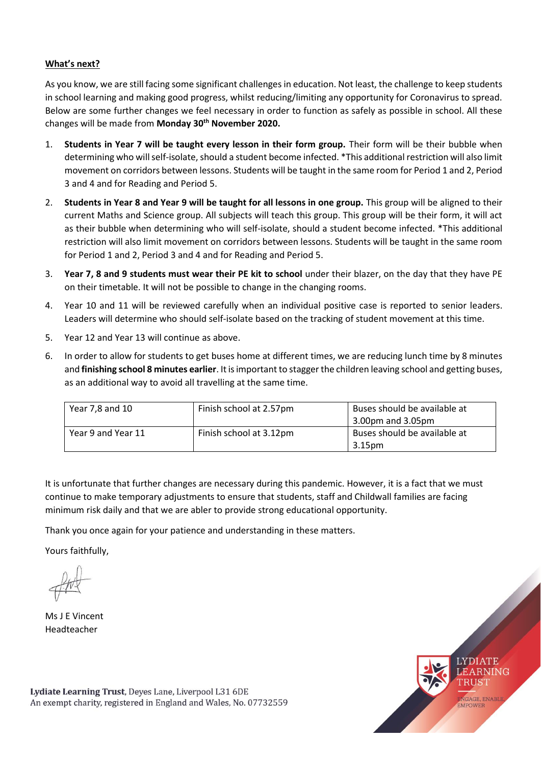**What's next?**

As you know, we are still facing some significant challenges in education. Not least, the challenge to keep students in school learning and making good progress, whilst reducing/limiting any opportunity for Coronavirus to spread. Below are some further changes we feel necessary in order to function as safely as possible in school. All these changes will be made from **Monday 30th November 2020.**

1. **Students in Year 7 will be taught every lesson in their form group.** Their form will be their bubble when determining who will self-isolate, should a student become infected. *This additional restriction will also limit movement on corridors between lessons. Students will be taught in the same room for Period 1 and 2, Period 3 and 4 and for Reading and Period 5.
2. **Students in Year 8 and Year 9 will be taught for all lessons in one group.** This group will be aligned to their current Maths and Science group. All subjects will teach this group. This group will be their form, it will act as their bubble when determining who will self-isolate, should a student become infected. *This additional restriction will also limit movement on corridors between lessons. Students will be taught in the same room for Period 1 and 2, Period 3 and 4 and for Reading and Period 5.
3. **Year 7, 8 and 9 students must wear their PE kit to school** under their blazer, on the day that they have PE on their timetable. It will not be possible to change in the changing rooms.
4. Year 10 and 11 will be reviewed carefully when an individual positive case is reported to senior leaders. Leaders will determine who should self-isolate based on the tracking of student movement at this time.
5. Year 12 and Year 13 will continue as above.
6. In order to allow for students to get buses home at different times, we are reducing lunch time by 8 minutes and **finishing school 8 minutes earlier**. It is important to stagger the children leaving school and getting buses, as an additional way to avoid all travelling at the same time.

| | | |
|---|---|---|
| Year 7,8 and 10 | Finish school at 2.57pm | Buses should be available at 3.00pm and 3.05pm |
| Year 9 and Year 11 | Finish school at 3.12pm | Buses should be available at 3.15pm |

It is unfortunate that further changes are necessary during this pandemic. However, it is a fact that we must continue to make temporary adjustments to ensure that students, staff and Childwall families are facing minimum risk daily and that we are abler to provide strong educational opportunity.

Thank you once again for your patience and understanding in these matters.

Yours faithfully,

Ms J E Vincent
Headteacher

**Lydiate Learning Trust**, Deyes Lane, Liverpool L31 6DE
An exempt charity, registered in England and Wales, No. 07732559

LYDIATE LEARNING TRUST
ENGAGE, ENABLE, EMPOWER